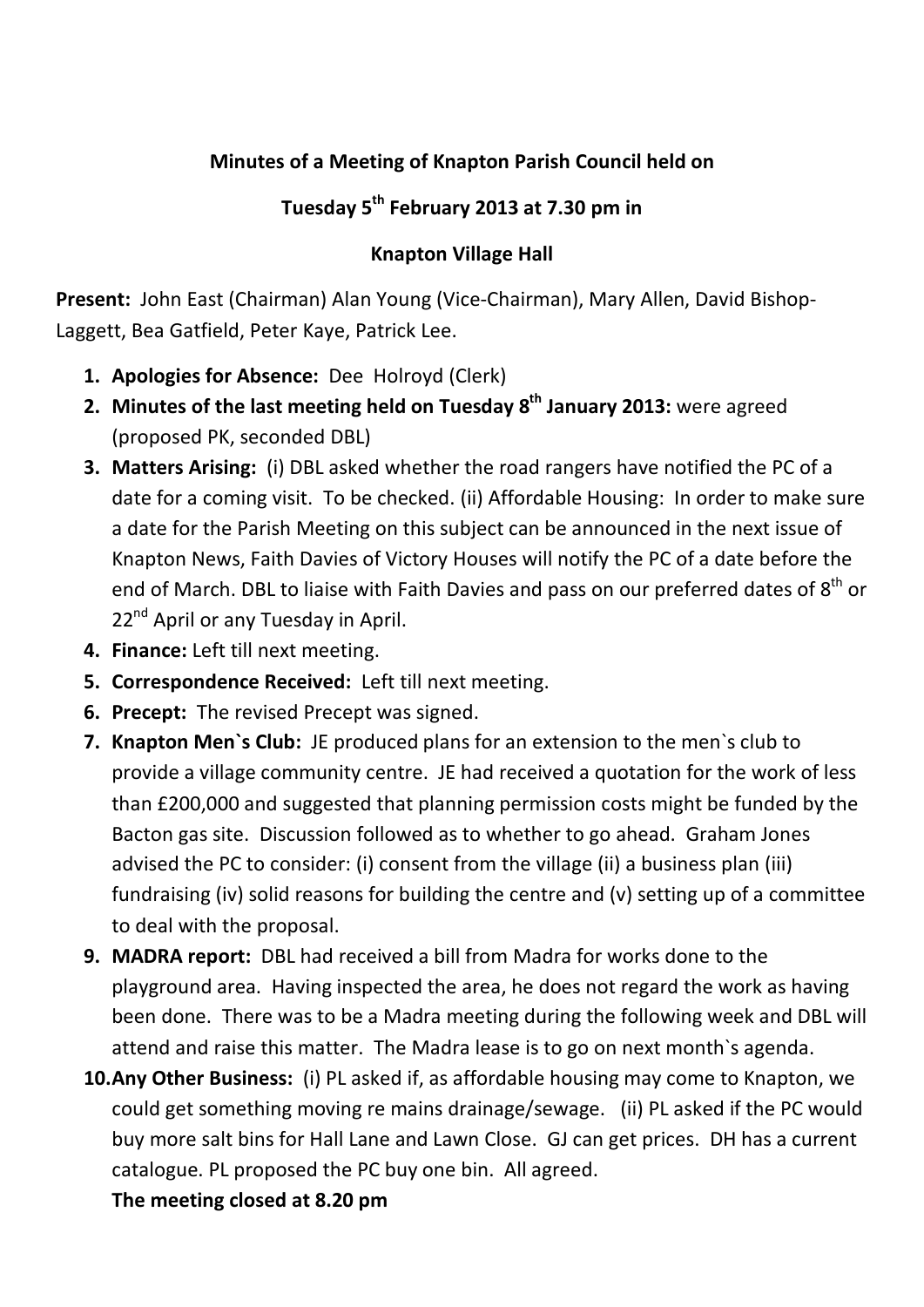**Minutes of a Meeting of Knapton Parish Council held on**

**Tuesday 5th February 2013 at 7.30 pm in**

**Knapton Village Hall**

**Present:** John East (Chairman) Alan Young (Vice-Chairman), Mary Allen, David Bishop-Laggett, Bea Gatfield, Peter Kaye, Patrick Lee.

1. **Apologies for Absence:** Dee Holroyd (Clerk)
2. **Minutes of the last meeting held on Tuesday 8th January 2013:** were agreed (proposed PK, seconded DBL)
3. **Matters Arising:** (i) DBL asked whether the road rangers have notified the PC of a date for a coming visit. To be checked. (ii) Affordable Housing: In order to make sure a date for the Parish Meeting on this subject can be announced in the next issue of Knapton News, Faith Davies of Victory Houses will notify the PC of a date before the end of March. DBL to liaise with Faith Davies and pass on our preferred dates of 8th or 22nd April or any Tuesday in April.
4. **Finance:** Left till next meeting.
5. **Correspondence Received:** Left till next meeting.
6. **Precept:** The revised Precept was signed.
7. **Knapton Men`s Club:** JE produced plans for an extension to the men`s club to provide a village community centre. JE had received a quotation for the work of less than £200,000 and suggested that planning permission costs might be funded by the Bacton gas site. Discussion followed as to whether to go ahead. Graham Jones advised the PC to consider: (i) consent from the village (ii) a business plan (iii) fundraising (iv) solid reasons for building the centre and (v) setting up of a committee to deal with the proposal.
9. **MADRA report:** DBL had received a bill from Madra for works done to the playground area. Having inspected the area, he does not regard the work as having been done. There was to be a Madra meeting during the following week and DBL will attend and raise this matter. The Madra lease is to go on next month`s agenda.
10. **Any Other Business:** (i) PL asked if, as affordable housing may come to Knapton, we could get something moving re mains drainage/sewage. (ii) PL asked if the PC would buy more salt bins for Hall Lane and Lawn Close. GJ can get prices. DH has a current catalogue. PL proposed the PC buy one bin. All agreed.

    **The meeting closed at 8.20 pm**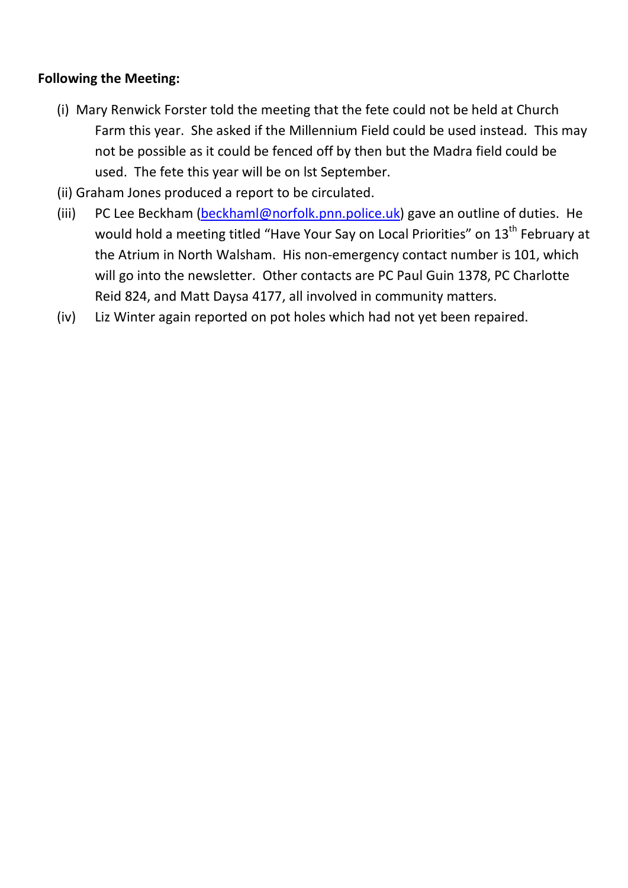**Following the Meeting:**

(i) Mary Renwick Forster told the meeting that the fete could not be held at Church Farm this year. She asked if the Millennium Field could be used instead. This may not be possible as it could be fenced off by then but the Madra field could be used. The fete this year will be on lst September.

(ii) Graham Jones produced a report to be circulated.

(iii) PC Lee Beckham (beckhaml@norfolk.pnn.police.uk) gave an outline of duties. He would hold a meeting titled "Have Your Say on Local Priorities" on 13th February at the Atrium in North Walsham. His non-emergency contact number is 101, which will go into the newsletter. Other contacts are PC Paul Guin 1378, PC Charlotte Reid 824, and Matt Daysa 4177, all involved in community matters.

(iv) Liz Winter again reported on pot holes which had not yet been repaired.